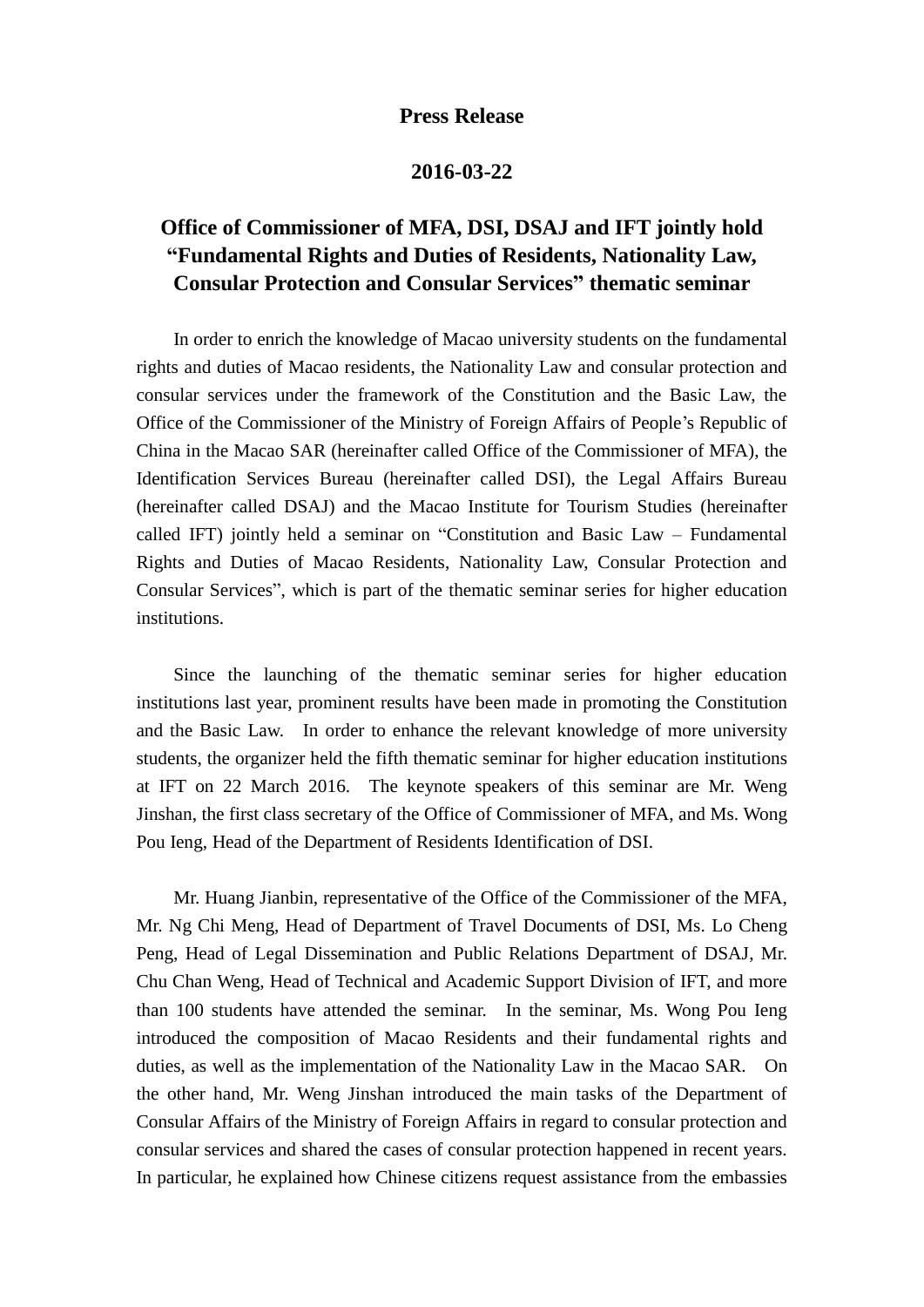**Press Release**

**2016-03-22**

# Office of Commissioner of MFA, DSI, DSAJ and IFT jointly hold "Fundamental Rights and Duties of Residents, Nationality Law, Consular Protection and Consular Services" thematic seminar

In order to enrich the knowledge of Macao university students on the fundamental rights and duties of Macao residents, the Nationality Law and consular protection and consular services under the framework of the Constitution and the Basic Law, the Office of the Commissioner of the Ministry of Foreign Affairs of People's Republic of China in the Macao SAR (hereinafter called Office of the Commissioner of MFA), the Identification Services Bureau (hereinafter called DSI), the Legal Affairs Bureau (hereinafter called DSAJ) and the Macao Institute for Tourism Studies (hereinafter called IFT) jointly held a seminar on "Constitution and Basic Law – Fundamental Rights and Duties of Macao Residents, Nationality Law, Consular Protection and Consular Services", which is part of the thematic seminar series for higher education institutions.

Since the launching of the thematic seminar series for higher education institutions last year, prominent results have been made in promoting the Constitution and the Basic Law. In order to enhance the relevant knowledge of more university students, the organizer held the fifth thematic seminar for higher education institutions at IFT on 22 March 2016. The keynote speakers of this seminar are Mr. Weng Jinshan, the first class secretary of the Office of Commissioner of MFA, and Ms. Wong Pou Ieng, Head of the Department of Residents Identification of DSI.

Mr. Huang Jianbin, representative of the Office of the Commissioner of the MFA, Mr. Ng Chi Meng, Head of Department of Travel Documents of DSI, Ms. Lo Cheng Peng, Head of Legal Dissemination and Public Relations Department of DSAJ, Mr. Chu Chan Weng, Head of Technical and Academic Support Division of IFT, and more than 100 students have attended the seminar. In the seminar, Ms. Wong Pou Ieng introduced the composition of Macao Residents and their fundamental rights and duties, as well as the implementation of the Nationality Law in the Macao SAR. On the other hand, Mr. Weng Jinshan introduced the main tasks of the Department of Consular Affairs of the Ministry of Foreign Affairs in regard to consular protection and consular services and shared the cases of consular protection happened in recent years. In particular, he explained how Chinese citizens request assistance from the embassies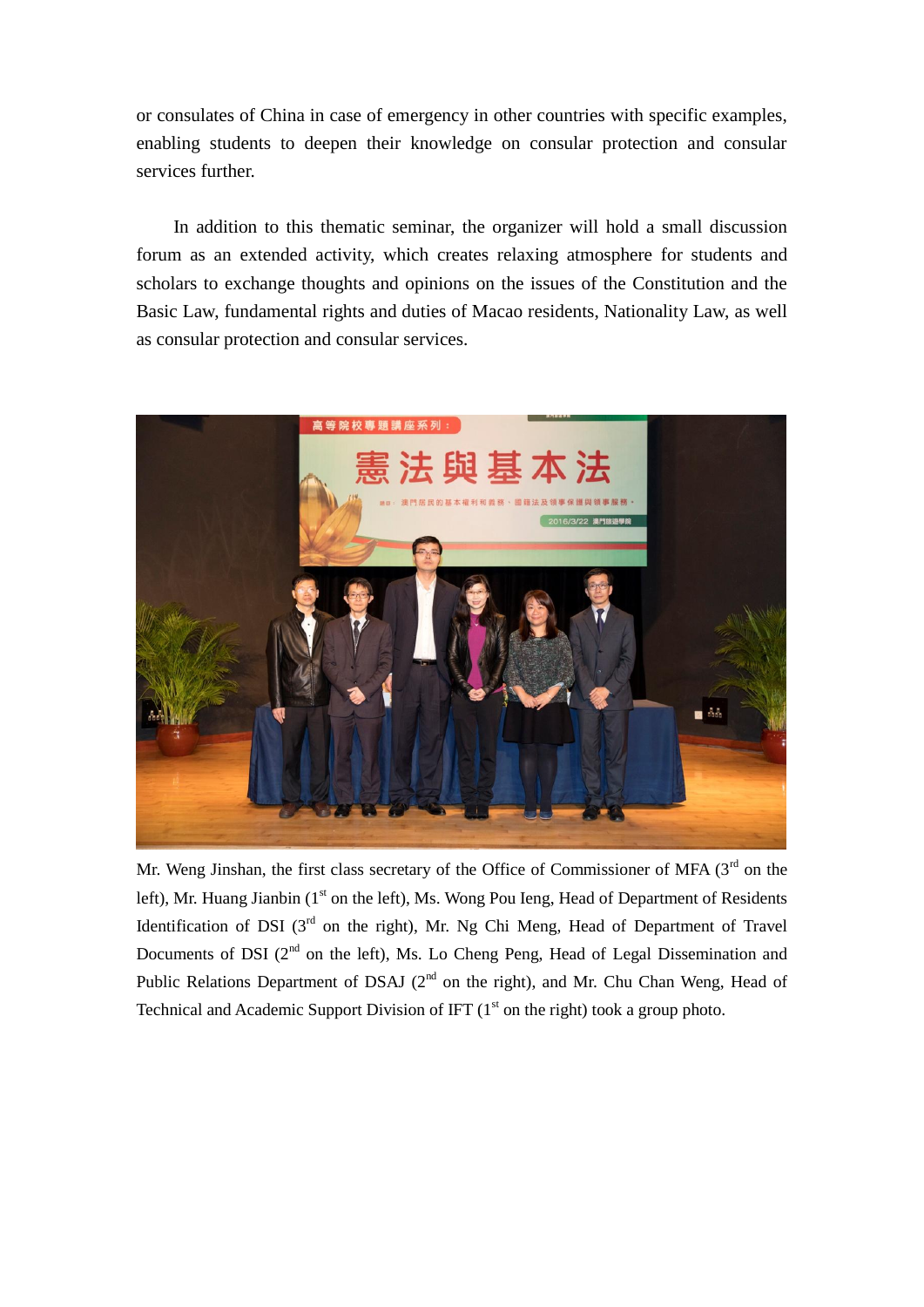or consulates of China in case of emergency in other countries with specific examples, enabling students to deepen their knowledge on consular protection and consular services further.

In addition to this thematic seminar, the organizer will hold a small discussion forum as an extended activity, which creates relaxing atmosphere for students and scholars to exchange thoughts and opinions on the issues of the Constitution and the Basic Law, fundamental rights and duties of Macao residents, Nationality Law, as well as consular protection and consular services.

Mr. Weng Jinshan, the first class secretary of the Office of Commissioner of MFA (3rd on the left), Mr. Huang Jianbin (1st on the left), Ms. Wong Pou Ieng, Head of Department of Residents Identification of DSI (3rd on the right), Mr. Ng Chi Meng, Head of Department of Travel Documents of DSI (2nd on the left), Ms. Lo Cheng Peng, Head of Legal Dissemination and Public Relations Department of DSAJ (2nd on the right), and Mr. Chu Chan Weng, Head of Technical and Academic Support Division of IFT (1st on the right) took a group photo.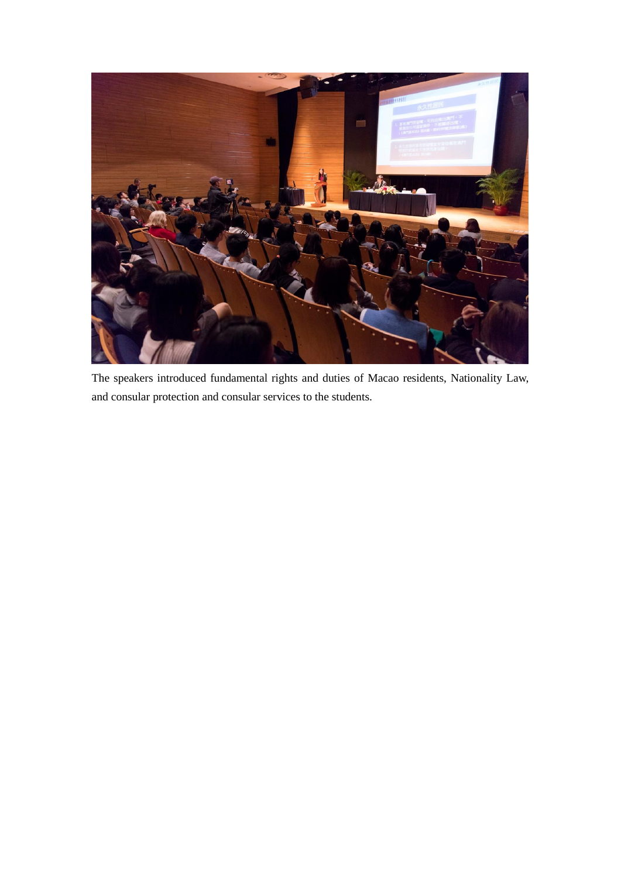The speakers introduced fundamental rights and duties of Macao residents, Nationality Law, and consular protection and consular services to the students.